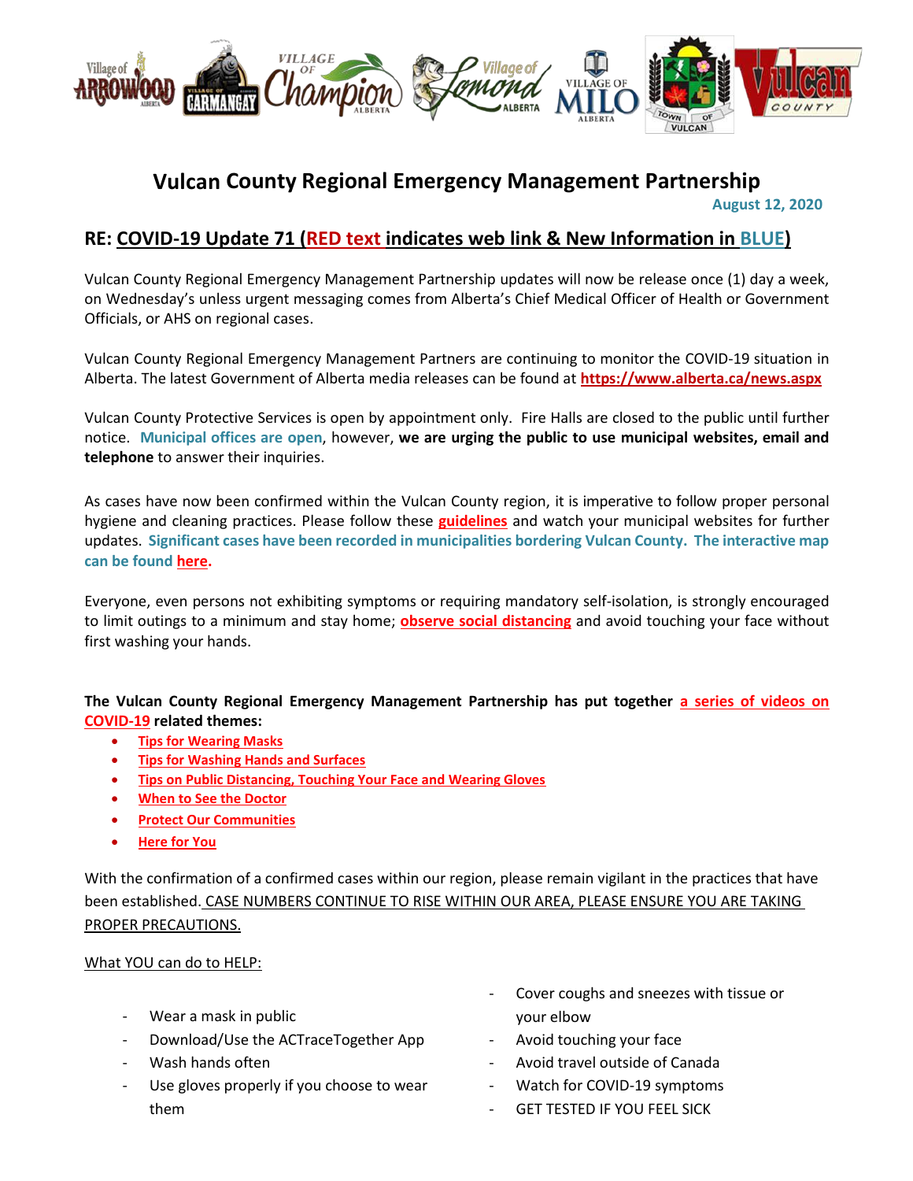# Vulcan County Regional Emergency Management Partnership

August 12, 2020

## RE: COVID-19 Update 71 (RED text indicates web link & New Information in BLUE)

Vulcan County Regional Emergency Management Partnership updates will now be release once (1) day a week, on Wednesday's unless urgent messaging comes from Alberta's Chief Medical Officer of Health or Government Officials, or AHS on regional cases.

Vulcan County Regional Emergency Management Partners are continuing to monitor the COVID-19 situation in Alberta. The latest Government of Alberta media releases can be found at **https://www.alberta.ca/news.aspx**

Vulcan County Protective Services is open by appointment only. Fire Halls are closed to the public until further notice. **Municipal offices are open**, however, **we are urging the public to use municipal websites, email and telephone** to answer their inquiries.

As cases have now been confirmed within the Vulcan County region, it is imperative to follow proper personal hygiene and cleaning practices. Please follow these **guidelines** and watch your municipal websites for further updates. **Significant cases have been recorded in municipalities bordering Vulcan County. The interactive map can be found here.**

Everyone, even persons not exhibiting symptoms or requiring mandatory self-isolation, is strongly encouraged to limit outings to a minimum and stay home; **observe social distancing** and avoid touching your face without first washing your hands.

**The Vulcan County Regional Emergency Management Partnership has put together a series of videos on COVID-19 related themes:**

- **Tips for Wearing Masks**
- **Tips for Washing Hands and Surfaces**
- **Tips on Public Distancing, Touching Your Face and Wearing Gloves**
- **When to See the Doctor**
- **Protect Our Communities**
- **Here for You**

With the confirmation of a confirmed cases within our region, please remain vigilant in the practices that have been established. CASE NUMBERS CONTINUE TO RISE WITHIN OUR AREA, PLEASE ENSURE YOU ARE TAKING PROPER PRECAUTIONS.

What YOU can do to HELP:

- Wear a mask in public
- Download/Use the ACTraceTogether App
- Wash hands often
- Use gloves properly if you choose to wear them
- Cover coughs and sneezes with tissue or your elbow
- Avoid touching your face
- Avoid travel outside of Canada
- Watch for COVID-19 symptoms
- GET TESTED IF YOU FEEL SICK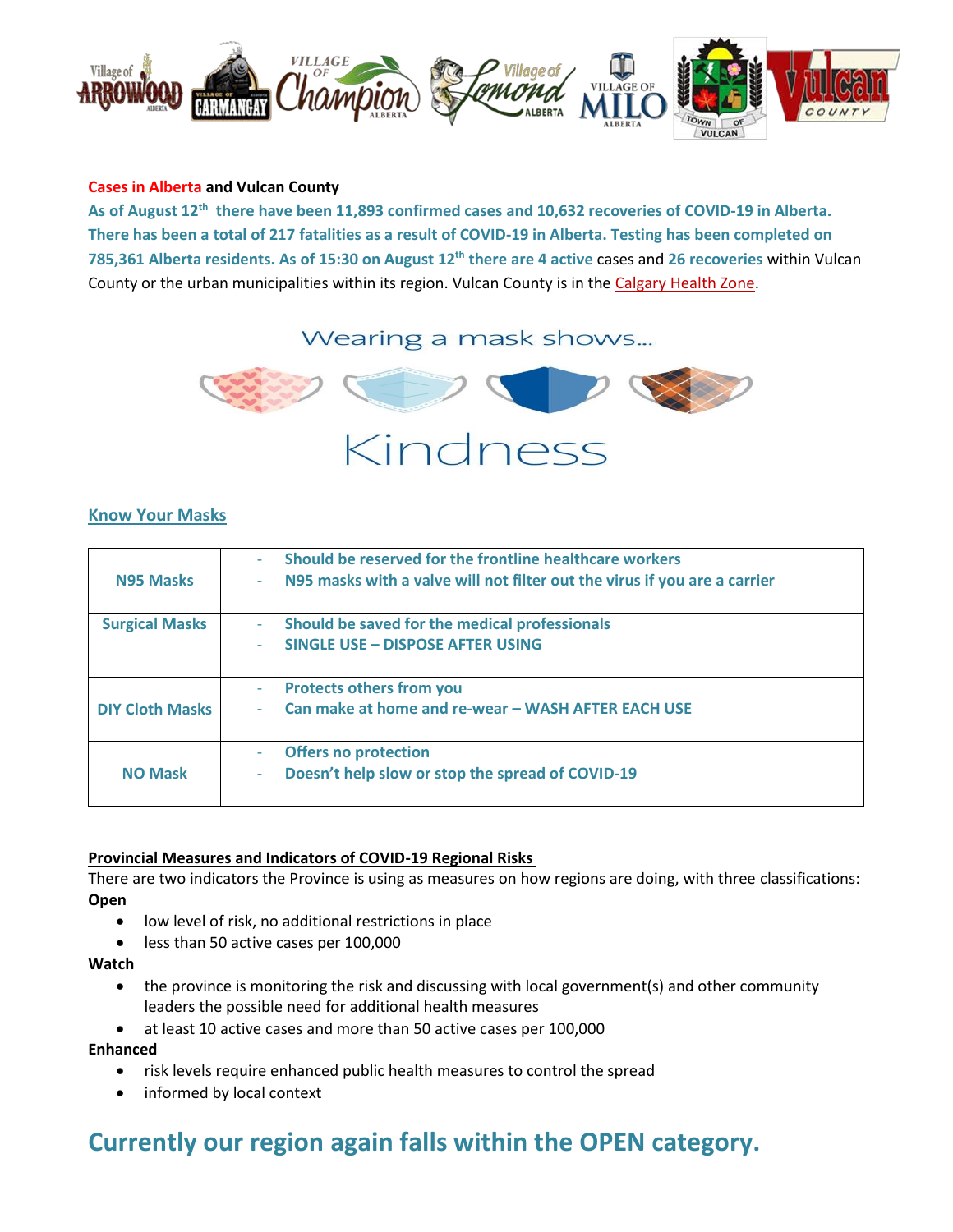## Cases in Alberta and Vulcan County

**As of August 12th there have been 11,893 confirmed cases and 10,632 recoveries of COVID-19 in Alberta. There has been a total of 217 fatalities as a result of COVID-19 in Alberta. Testing has been completed on 785,361 Alberta residents. As of 15:30 on August 12th there are 4 active** cases and **26 recoveries** within Vulcan County or the urban municipalities within its region. Vulcan County is in the Calgary Health Zone.

Wearing a mask shows...

Kindness

## Know Your Masks

| | |
|---|---|
| **N95 Masks** | - **Should be reserved for the frontline healthcare workers**<br>- **N95 masks with a valve will not filter out the virus if you are a carrier** |
| **Surgical Masks** | - **Should be saved for the medical professionals**<br>- **SINGLE USE – DISPOSE AFTER USING** |
| **DIY Cloth Masks** | - **Protects others from you**<br>- **Can make at home and re-wear – WASH AFTER EACH USE** |
| **NO Mask** | - **Offers no protection**<br>- **Doesn't help slow or stop the spread of COVID-19** |

## Provincial Measures and Indicators of COVID-19 Regional Risks

There are two indicators the Province is using as measures on how regions are doing, with three classifications:

**Open**

- low level of risk, no additional restrictions in place
- less than 50 active cases per 100,000

**Watch**

- the province is monitoring the risk and discussing with local government(s) and other community leaders the possible need for additional health measures
- at least 10 active cases and more than 50 active cases per 100,000

**Enhanced**

- risk levels require enhanced public health measures to control the spread
- informed by local context

## Currently our region again falls within the OPEN category.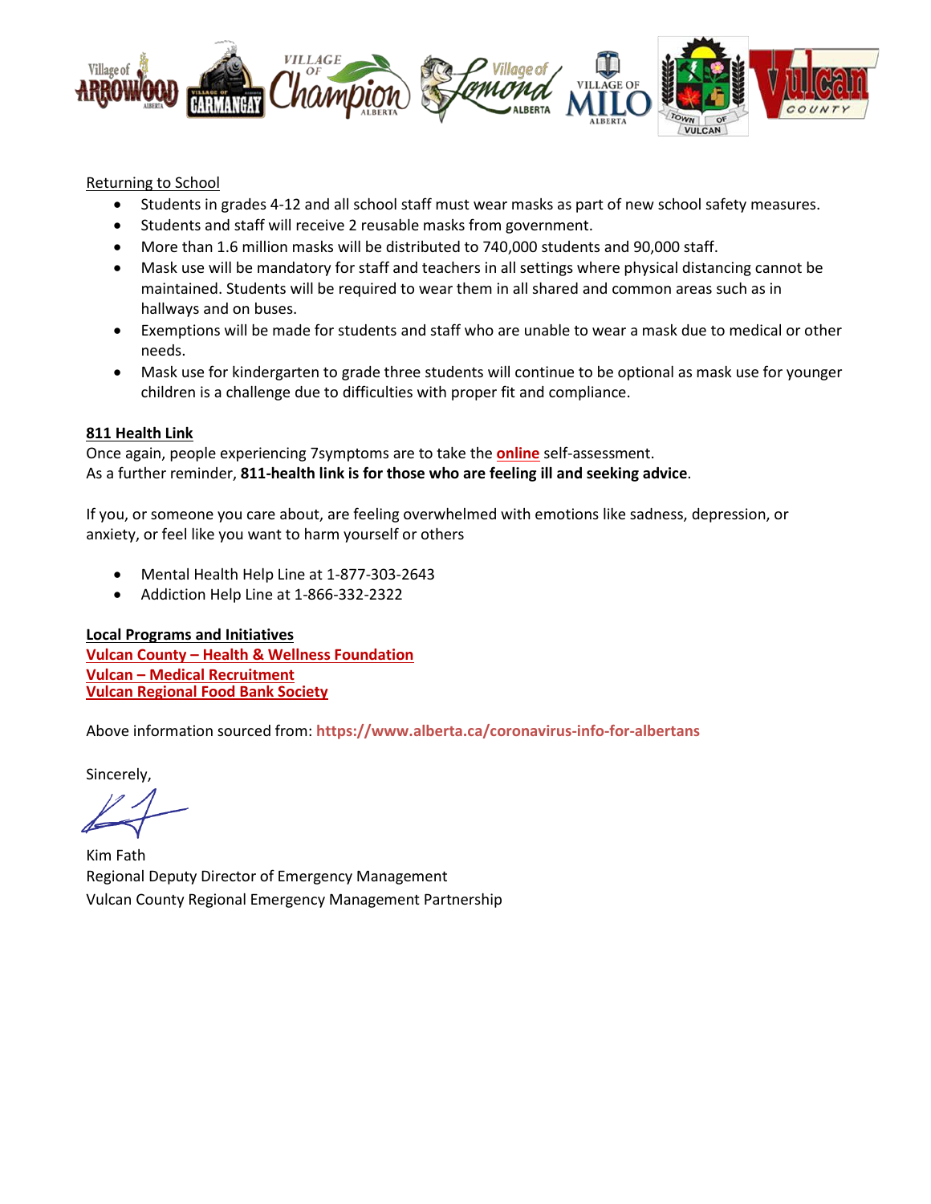Returning to School

- Students in grades 4-12 and all school staff must wear masks as part of new school safety measures.
- Students and staff will receive 2 reusable masks from government.
- More than 1.6 million masks will be distributed to 740,000 students and 90,000 staff.
- Mask use will be mandatory for staff and teachers in all settings where physical distancing cannot be maintained. Students will be required to wear them in all shared and common areas such as in hallways and on buses.
- Exemptions will be made for students and staff who are unable to wear a mask due to medical or other needs.
- Mask use for kindergarten to grade three students will continue to be optional as mask use for younger children is a challenge due to difficulties with proper fit and compliance.

**811 Health Link**

Once again, people experiencing 7symptoms are to take the **online** self-assessment.
As a further reminder, **811-health link is for those who are feeling ill and seeking advice**.

If you, or someone you care about, are feeling overwhelmed with emotions like sadness, depression, or anxiety, or feel like you want to harm yourself or others

- Mental Health Help Line at 1-877-303-2643
- Addiction Help Line at 1-866-332-2322

**Local Programs and Initiatives**
**Vulcan County – Health & Wellness Foundation**
**Vulcan – Medical Recruitment**
**Vulcan Regional Food Bank Society**

Above information sourced from: **https://www.alberta.ca/coronavirus-info-for-albertans**

Sincerely,

Kim Fath
Regional Deputy Director of Emergency Management
Vulcan County Regional Emergency Management Partnership